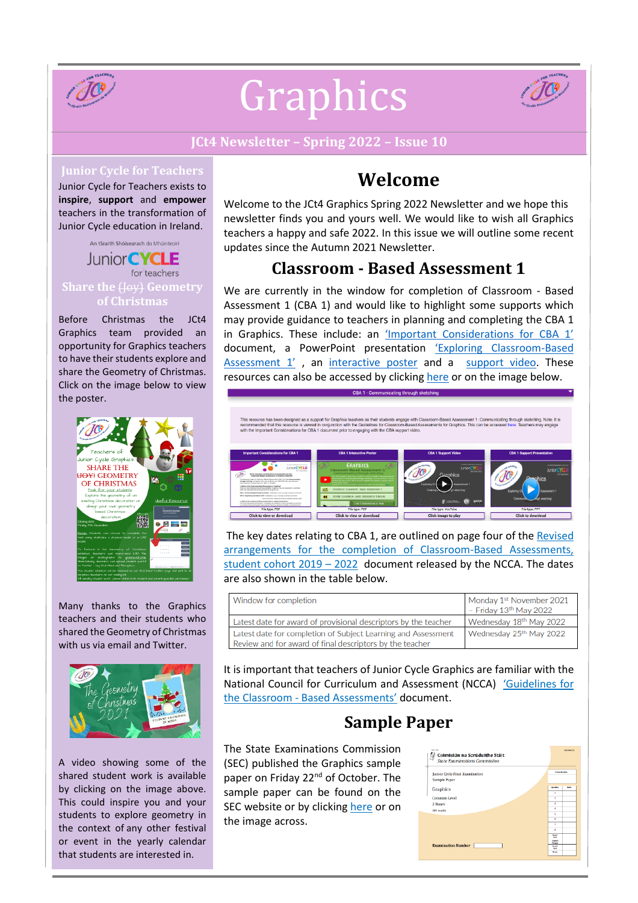# Graphics

**JCt4 Newsletter – Spring 2022 – Issue 10**

## Junior Cycle for Teachers

Junior Cycle for Teachers exists to **inspire**, **support** and **empower** teachers in the transformation of Junior Cycle education in Ireland.

## Share the ~~(Joy)~~ Geometry of Christmas

Before Christmas the JCt4 Graphics team provided an opportunity for Graphics teachers to have their students explore and share the Geometry of Christmas. Click on the image below to view the poster.

Many thanks to the Graphics teachers and their students who shared the Geometry of Christmas with us via email and Twitter.

A video showing some of the shared student work is available by clicking on the image above. This could inspire you and your students to explore geometry in the context of any other festival or event in the yearly calendar that students are interested in.

## Welcome

Welcome to the JCt4 Graphics Spring 2022 Newsletter and we hope this newsletter finds you and yours well. We would like to wish all Graphics teachers a happy and safe 2022. In this issue we will outline some recent updates since the Autumn 2021 Newsletter.

## Classroom - Based Assessment 1

We are currently in the window for completion of Classroom - Based Assessment 1 (CBA 1) and would like to highlight some supports which may provide guidance to teachers in planning and completing the CBA 1 in Graphics. These include: an 'Important Considerations for CBA 1' document, a PowerPoint presentation 'Exploring Classroom-Based Assessment 1', an interactive poster and a support video. These resources can also be accessed by clicking here or on the image below.

The key dates relating to CBA 1, are outlined on page four of the Revised arrangements for the completion of Classroom-Based Assessments, student cohort 2019 – 2022 document released by the NCCA. The dates are also shown in the table below.

| | |
|---|---|
| Window for completion | Monday 1st November 2021 – Friday 13th May 2022 |
| Latest date for award of provisional descriptors by the teacher | Wednesday 18th May 2022 |
| Latest date for completion of Subject Learning and Assessment Review and for award of final descriptors by the teacher | Wednesday 25th May 2022 |

It is important that teachers of Junior Cycle Graphics are familiar with the National Council for Curriculum and Assessment (NCCA) 'Guidelines for the Classroom - Based Assessments' document.

## Sample Paper

The State Examinations Commission (SEC) published the Graphics sample paper on Friday 22nd of October. The sample paper can be found on the SEC website or by clicking here or on the image across.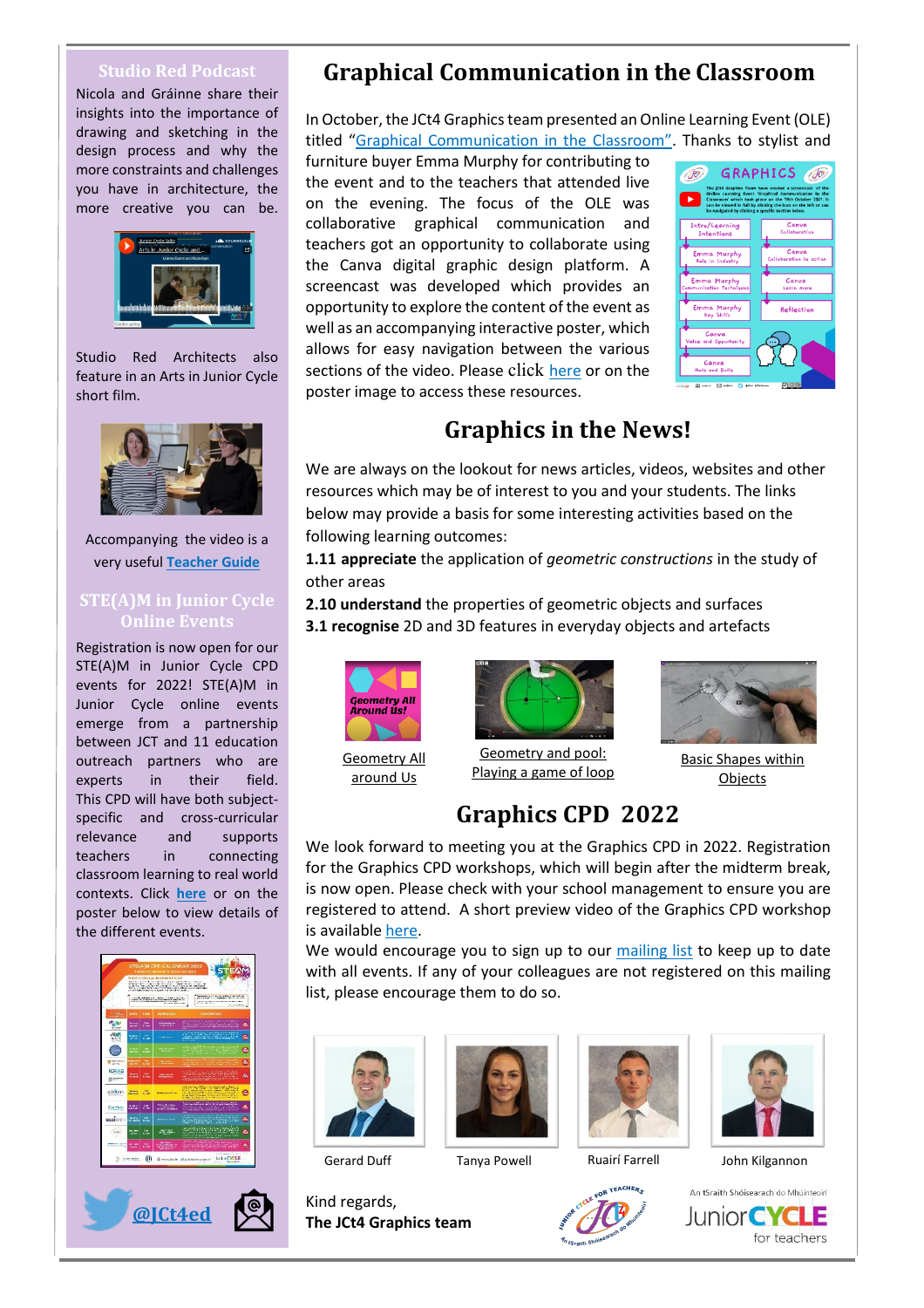## Studio Red Podcast

Nicola and Gráinne share their insights into the importance of drawing and sketching in the design process and why the more constraints and challenges you have in architecture, the more creative you can be.

Studio Red Architects also feature in an Arts in Junior Cycle short film.

Accompanying the video is a very useful **Teacher Guide**

## STE(A)M in Junior Cycle Online Events

Registration is now open for our STE(A)M in Junior Cycle CPD events for 2022! STE(A)M in Junior Cycle online events emerge from a partnership between JCT and 11 education outreach partners who are experts in their field. This CPD will have both subject-specific and cross-curricular relevance and supports teachers in connecting classroom learning to real world contexts. Click **here** or on the poster below to view details of the different events.

**@JCt4ed**

# Graphical Communication in the Classroom

In October, the JCt4 Graphics team presented an Online Learning Event (OLE) titled "Graphical Communication in the Classroom". Thanks to stylist and furniture buyer Emma Murphy for contributing to the event and to the teachers that attended live on the evening. The focus of the OLE was collaborative graphical communication and teachers got an opportunity to collaborate using the Canva digital graphic design platform. A screencast was developed which provides an opportunity to explore the content of the event as well as an accompanying interactive poster, which allows for easy navigation between the various sections of the video. Please click here or on the poster image to access these resources.

# Graphics in the News!

We are always on the lookout for news articles, videos, websites and other resources which may be of interest to you and your students. The links below may provide a basis for some interesting activities based on the following learning outcomes:

**1.11 appreciate** the application of *geometric constructions* in the study of other areas

**2.10 understand** the properties of geometric objects and surfaces

**3.1 recognise** 2D and 3D features in everyday objects and artefacts

Geometry All around Us

Geometry and pool: Playing a game of loop

Basic Shapes within Objects

# Graphics CPD 2022

We look forward to meeting you at the Graphics CPD in 2022. Registration for the Graphics CPD workshops, which will begin after the midterm break, is now open. Please check with your school management to ensure you are registered to attend. A short preview video of the Graphics CPD workshop is available here.

We would encourage you to sign up to our mailing list to keep up to date with all events. If any of your colleagues are not registered on this mailing list, please encourage them to do so.

Gerard Duff | Tanya Powell | Ruairí Farrell | John Kilgannon

Kind regards,
**The JCt4 Graphics team**